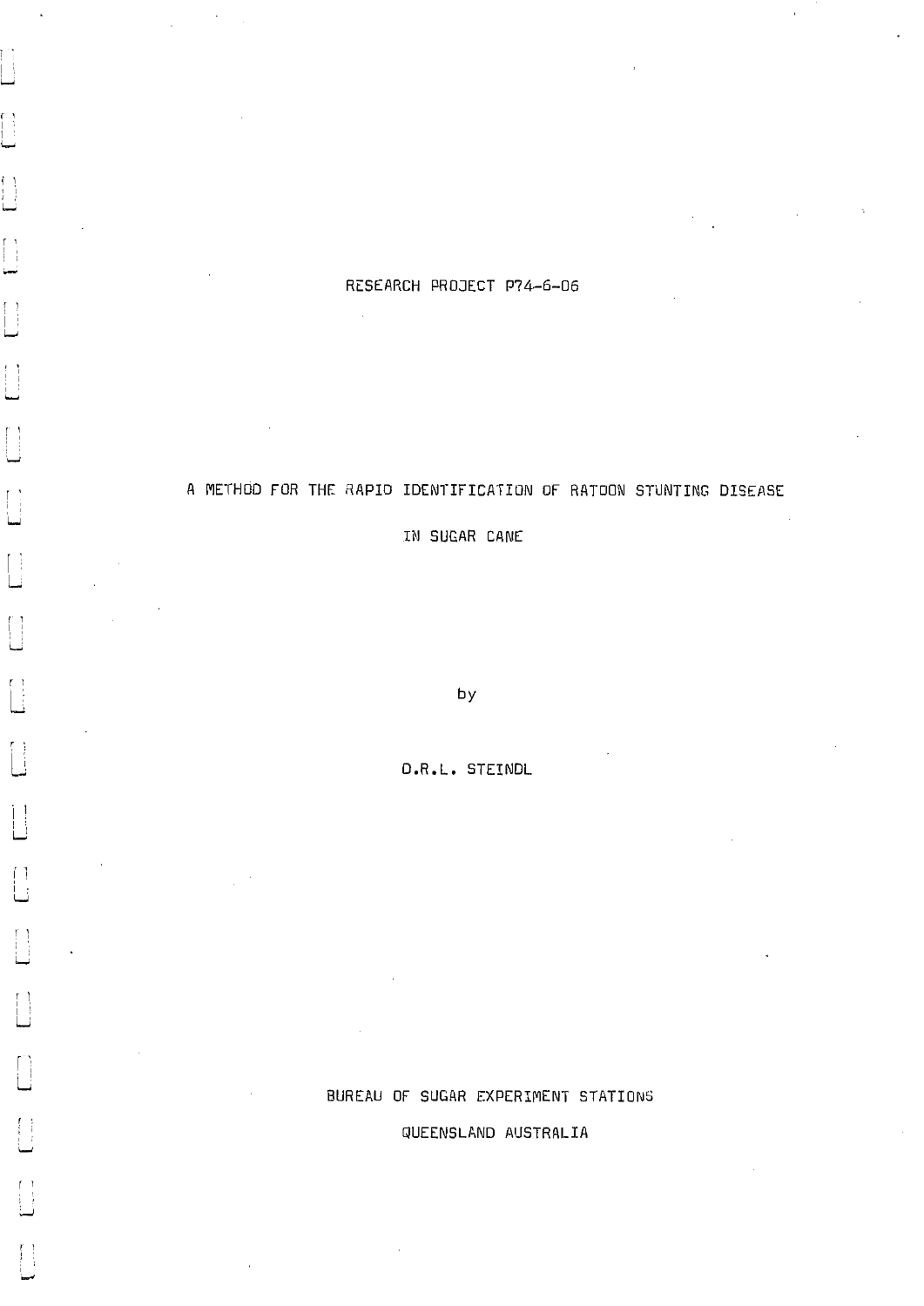RESEARCH PROJECT P74-6-06

# A METHOD FOR THE RAPID IDENTIFICATION OF RATOON STUNTING DISEASE IN SUGAR CANE

by

D.R.L. STEINDL

BUREAU OF SUGAR EXPERIMENT STATIONS

QUEENSLAND AUSTRALIA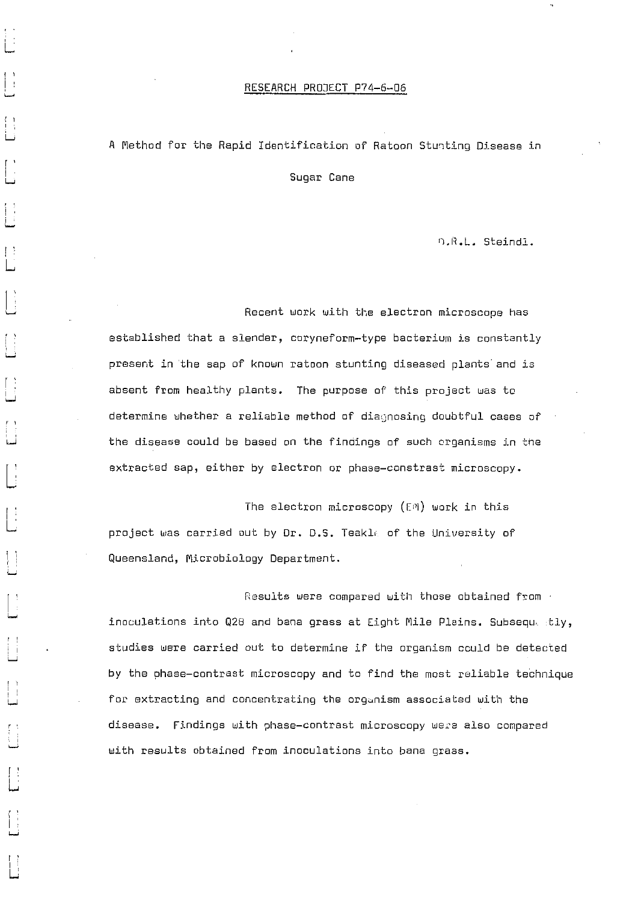RESEARCH PROJECT P74-6-06

# A Method for the Rapid Identification of Ratoon Stunting Disease in Sugar Cane

D.R.L. Steindl.

Recent work with the electron microscope has established that a slender, coryneform-type bacterium is constantly present in the sap of known ratoon stunting diseased plants and is absent from healthy plants. The purpose of this project was to determine whether a reliable method of diagnosing doubtful cases of the disease could be based on the findings of such organisms in the extracted sap, either by electron or phase-constrast microscopy.

The electron microscopy (EM) work in this project was carried out by Dr. D.S. Teakle of the University of Queensland, Microbiology Department.

Results were compared with those obtained from inoculations into Q28 and bana grass at Eight Mile Plains. Subsequently, studies were carried out to determine if the organism could be detected by the phase-contrast microscopy and to find the most reliable technique for extracting and concentrating the organism associated with the disease. Findings with phase-contrast microscopy were also compared with results obtained from inoculations into bana grass.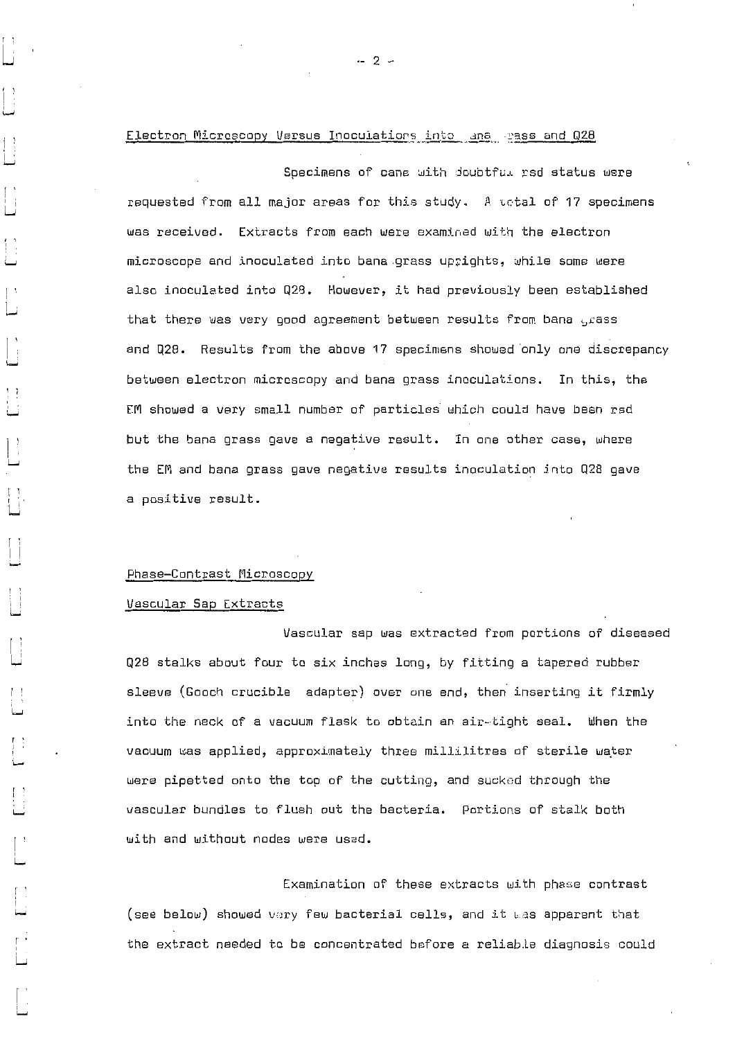## Electron Microscopy Versus Inoculations into Bana Grass and Q28

Specimens of cane with doubtful rsd status were requested from all major areas for this study. A total of 17 specimens was received. Extracts from each were examined with the electron microscope and inoculated into bana grass uprights, while some were also inoculated into Q28. However, it had previously been established that there was very good agreement between results from bana grass and Q28. Results from the above 17 specimens showed only one discrepancy between electron microscopy and bana grass inoculations. In this, the EM showed a very small number of particles which could have been rsd but the bana grass gave a negative result. In one other case, where the EM and bana grass gave negative results inoculation into Q28 gave a positive result.

## Phase-Contrast Microscopy

### Vascular Sap Extracts

Vascular sap was extracted from portions of diseased Q28 stalks about four to six inches long, by fitting a tapered rubber sleeve (Gooch crucible adapter) over one end, then inserting it firmly into the neck of a vacuum flask to obtain an air-tight seal. When the vacuum was applied, approximately three millilitres of sterile water were pipetted onto the top of the cutting, and sucked through the vascular bundles to flush out the bacteria. Portions of stalk both with and without nodes were used.

Examination of these extracts with phase contrast (see below) showed very few bacterial cells, and it was apparent that the extract needed to be concentrated before a reliable diagnosis could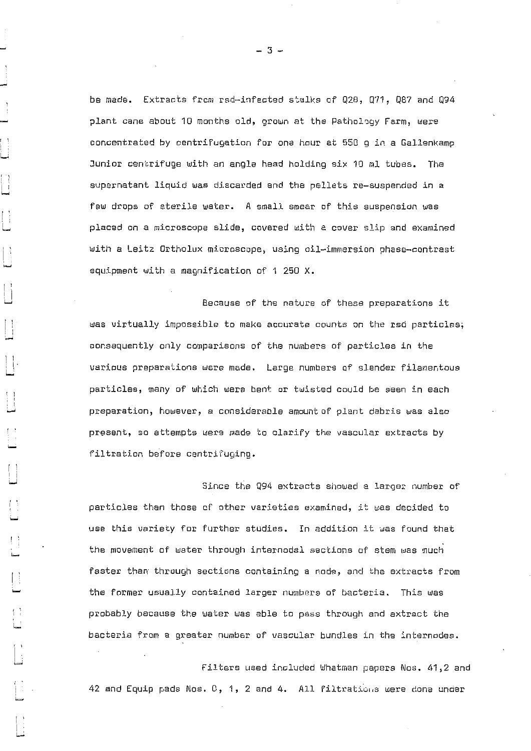be made. Extracts from rsd-infected stalks of Q28, Q71, Q87 and Q94 plant cane about 10 months old, grown at the Pathology Farm, were concentrated by centrifugation for one hour at 550 g in a Gallenkamp Junior centrifuge with an angle head holding six 10 ml tubes. The supernatant liquid was discarded and the pellets re-suspended in a few drops of sterile water. A small smear of this suspension was placed on a microscope slide, covered with a cover slip and examined with a Leitz Ortholux microscope, using oil-immersion phase-contrast equipment with a magnification of 1 250 X.

Because of the nature of these preparations it was virtually impossible to make accurate counts on the rsd particles; consequently only comparisons of the numbers of particles in the various preparations were made. Large numbers of slender filamentous particles, many of which were bent or twisted could be seen in each preparation, however, a considerable amount of plant debris was also present, so attempts were made to clarify the vascular extracts by filtration before centrifuging.

Since the Q94 extracts showed a larger number of particles than those of other varieties examined, it was decided to use this variety for further studies. In addition it was found that the movement of water through internodal sections of stem was much faster than through sections containing a node, and the extracts from the former usually contained larger numbers of bacteria. This was probably because the water was able to pass through and extract the bacteria from a greater number of vascular bundles in the internodes.

Filters used included Whatman papers Nos. 41,2 and 42 and Equip pads Nos. 0, 1, 2 and 4. All filtrations were done under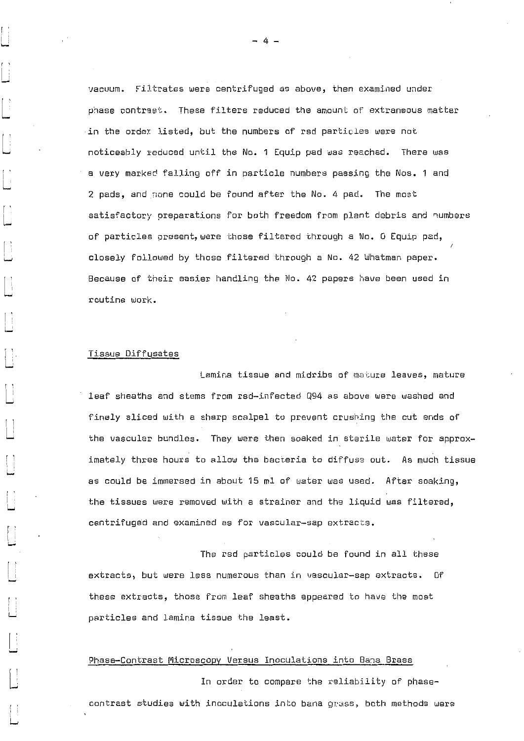vacuum. Filtrates were centrifuged as above, then examined under phase contrast. These filters reduced the amount of extraneous matter in the order listed, but the numbers of rsd particles were not noticeably reduced until the No. 1 Equip pad was reached. There was a very marked falling off in particle numbers passing the Nos. 1 and 2 pads, and none could be found after the No. 4 pad. The most satisfactory preparations for both freedom from plant debris and numbers of particles present, were those filtered through a No. 0 Equip pad, closely followed by those filtered through a No. 42 Whatman paper. Because of their easier handling the No. 42 papers have been used in routine work.

## Tissue Diffusates

Lamina tissue and midribs of mature leaves, mature leaf sheaths and stems from rsd-infected Q94 as above were washed and finely sliced with a sharp scalpel to prevent crushing the cut ends of the vascular bundles. They were then soaked in sterile water for approximately three hours to allow the bacteria to diffuse out. As much tissue as could be immersed in about 15 ml of water was used. After soaking, the tissues were removed with a strainer and the liquid was filtered, centrifuged and examined as for vascular-sap extracts.

The rsd particles could be found in all these extracts, but were less numerous than in vascular-sap extracts. Of these extracts, those from leaf sheaths appeared to have the most particles and lamina tissue the least.

## Phase-Contrast Microscopy Versus Inoculations into Bana Grass

In order to compare the reliability of phase-contrast studies with inoculations into bana grass, both methods were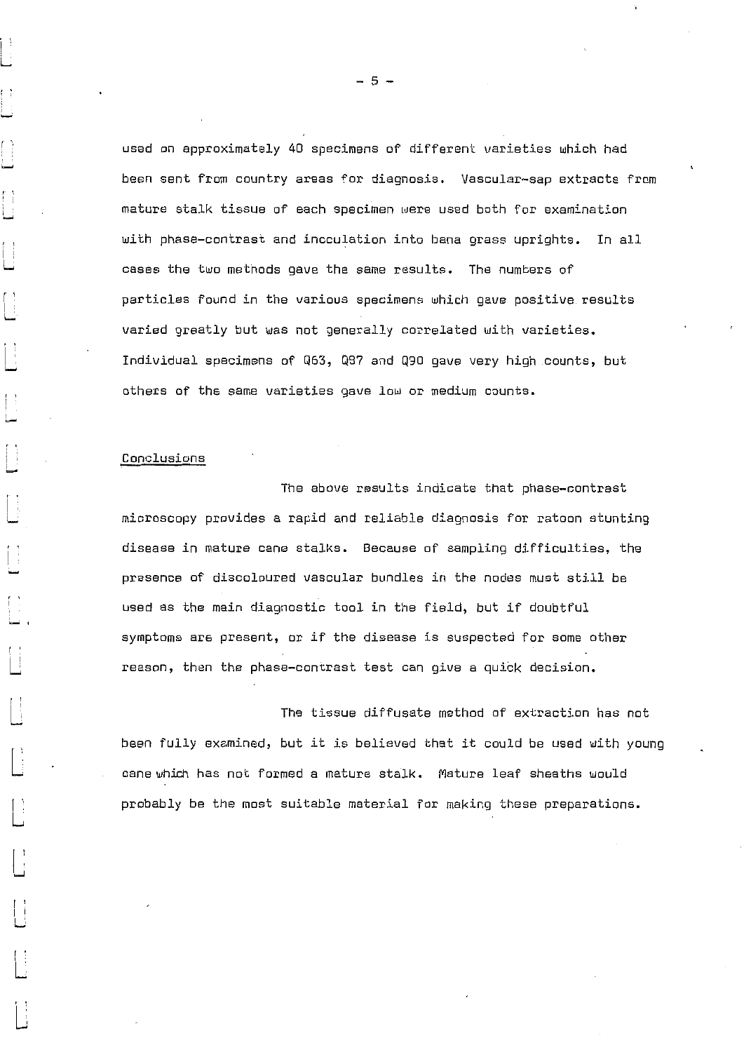used on approximately 40 specimens of different varieties which had been sent from country areas for diagnosis. Vascular-sap extracts from mature stalk tissue of each specimen were used both for examination with phase-contrast and inocculation into bana grass uprights. In all cases the two methods gave the same results. The numbers of particles found in the various specimens which gave positive results varied greatly but was not generally correlated with varieties. Individual specimens of Q63, Q87 and Q90 gave very high counts, but others of the same varieties gave low or medium counts.

## Conclusions

The above results indicate that phase-contrast microscopy provides a rapid and reliable diagnosis for ratoon stunting disease in mature cane stalks. Because of sampling difficulties, the presence of discoloured vascular bundles in the nodes must still be used as the main diagnostic tool in the field, but if doubtful symptoms are present, or if the disease is suspected for some other reason, then the phase-contrast test can give a quick decision.

The tissue diffusate method of extraction has not been fully examined, but it is believed that it could be used with young cane which has not formed a mature stalk. Mature leaf sheaths would probably be the most suitable material for making these preparations.